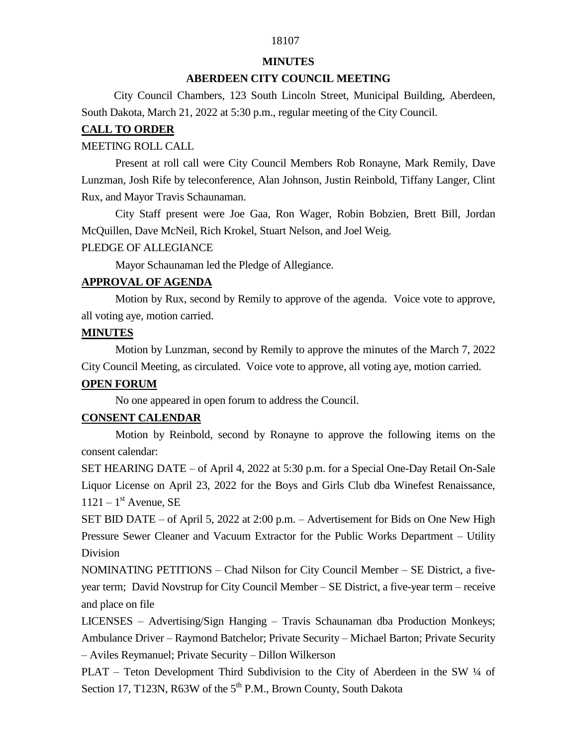**MINUTES**

**ABERDEEN CITY COUNCIL MEETING**

City Council Chambers, 123 South Lincoln Street, Municipal Building, Aberdeen, South Dakota, March 21, 2022 at 5:30 p.m., regular meeting of the City Council.

## CALL TO ORDER

MEETING ROLL CALL

Present at roll call were City Council Members Rob Ronayne, Mark Remily, Dave Lunzman, Josh Rife by teleconference, Alan Johnson, Justin Reinbold, Tiffany Langer, Clint Rux, and Mayor Travis Schaunaman.

City Staff present were Joe Gaa, Ron Wager, Robin Bobzien, Brett Bill, Jordan McQuillen, Dave McNeil, Rich Krokel, Stuart Nelson, and Joel Weig.

PLEDGE OF ALLEGIANCE

Mayor Schaunaman led the Pledge of Allegiance.

## APPROVAL OF AGENDA

Motion by Rux, second by Remily to approve of the agenda. Voice vote to approve, all voting aye, motion carried.

## MINUTES

Motion by Lunzman, second by Remily to approve the minutes of the March 7, 2022 City Council Meeting, as circulated. Voice vote to approve, all voting aye, motion carried.

## OPEN FORUM

No one appeared in open forum to address the Council.

## CONSENT CALENDAR

Motion by Reinbold, second by Ronayne to approve the following items on the consent calendar:

SET HEARING DATE – of April 4, 2022 at 5:30 p.m. for a Special One-Day Retail On-Sale Liquor License on April 23, 2022 for the Boys and Girls Club dba Winefest Renaissance, 1121 – 1st Avenue, SE

SET BID DATE – of April 5, 2022 at 2:00 p.m. – Advertisement for Bids on One New High Pressure Sewer Cleaner and Vacuum Extractor for the Public Works Department – Utility Division

NOMINATING PETITIONS – Chad Nilson for City Council Member – SE District, a five-year term; David Novstrup for City Council Member – SE District, a five-year term – receive and place on file

LICENSES – Advertising/Sign Hanging – Travis Schaunaman dba Production Monkeys; Ambulance Driver – Raymond Batchelor; Private Security – Michael Barton; Private Security – Aviles Reymanuel; Private Security – Dillon Wilkerson

PLAT – Teton Development Third Subdivision to the City of Aberdeen in the SW ¼ of Section 17, T123N, R63W of the 5th P.M., Brown County, South Dakota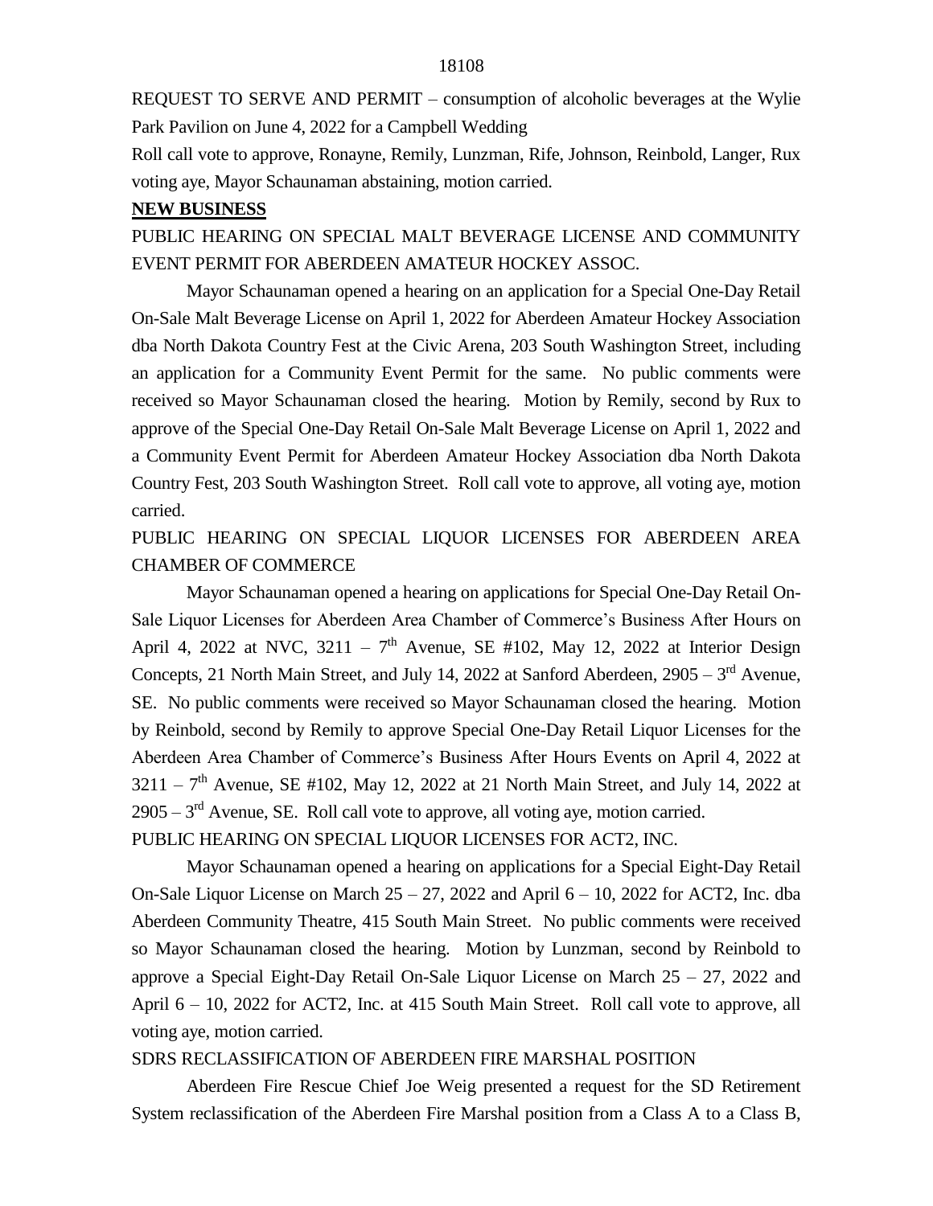REQUEST TO SERVE AND PERMIT – consumption of alcoholic beverages at the Wylie Park Pavilion on June 4, 2022 for a Campbell Wedding

Roll call vote to approve, Ronayne, Remily, Lunzman, Rife, Johnson, Reinbold, Langer, Rux voting aye, Mayor Schaunaman abstaining, motion carried.

**NEW BUSINESS**

PUBLIC HEARING ON SPECIAL MALT BEVERAGE LICENSE AND COMMUNITY EVENT PERMIT FOR ABERDEEN AMATEUR HOCKEY ASSOC.

Mayor Schaunaman opened a hearing on an application for a Special One-Day Retail On-Sale Malt Beverage License on April 1, 2022 for Aberdeen Amateur Hockey Association dba North Dakota Country Fest at the Civic Arena, 203 South Washington Street, including an application for a Community Event Permit for the same. No public comments were received so Mayor Schaunaman closed the hearing. Motion by Remily, second by Rux to approve of the Special One-Day Retail On-Sale Malt Beverage License on April 1, 2022 and a Community Event Permit for Aberdeen Amateur Hockey Association dba North Dakota Country Fest, 203 South Washington Street. Roll call vote to approve, all voting aye, motion carried.

PUBLIC HEARING ON SPECIAL LIQUOR LICENSES FOR ABERDEEN AREA CHAMBER OF COMMERCE

Mayor Schaunaman opened a hearing on applications for Special One-Day Retail On-Sale Liquor Licenses for Aberdeen Area Chamber of Commerce's Business After Hours on April 4, 2022 at NVC, 3211 – 7th Avenue, SE #102, May 12, 2022 at Interior Design Concepts, 21 North Main Street, and July 14, 2022 at Sanford Aberdeen, 2905 – 3rd Avenue, SE. No public comments were received so Mayor Schaunaman closed the hearing. Motion by Reinbold, second by Remily to approve Special One-Day Retail Liquor Licenses for the Aberdeen Area Chamber of Commerce's Business After Hours Events on April 4, 2022 at 3211 – 7th Avenue, SE #102, May 12, 2022 at 21 North Main Street, and July 14, 2022 at 2905 – 3rd Avenue, SE. Roll call vote to approve, all voting aye, motion carried.

PUBLIC HEARING ON SPECIAL LIQUOR LICENSES FOR ACT2, INC.

Mayor Schaunaman opened a hearing on applications for a Special Eight-Day Retail On-Sale Liquor License on March 25 – 27, 2022 and April 6 – 10, 2022 for ACT2, Inc. dba Aberdeen Community Theatre, 415 South Main Street. No public comments were received so Mayor Schaunaman closed the hearing. Motion by Lunzman, second by Reinbold to approve a Special Eight-Day Retail On-Sale Liquor License on March 25 – 27, 2022 and April 6 – 10, 2022 for ACT2, Inc. at 415 South Main Street. Roll call vote to approve, all voting aye, motion carried.

SDRS RECLASSIFICATION OF ABERDEEN FIRE MARSHAL POSITION

Aberdeen Fire Rescue Chief Joe Weig presented a request for the SD Retirement System reclassification of the Aberdeen Fire Marshal position from a Class A to a Class B,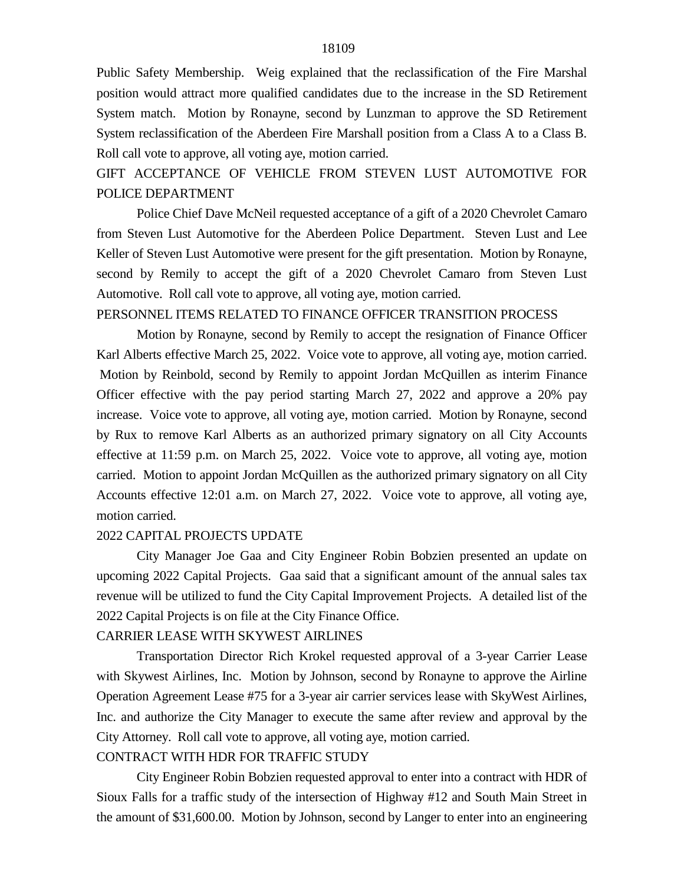Public Safety Membership. Weig explained that the reclassification of the Fire Marshal position would attract more qualified candidates due to the increase in the SD Retirement System match. Motion by Ronayne, second by Lunzman to approve the SD Retirement System reclassification of the Aberdeen Fire Marshall position from a Class A to a Class B. Roll call vote to approve, all voting aye, motion carried.

GIFT ACCEPTANCE OF VEHICLE FROM STEVEN LUST AUTOMOTIVE FOR POLICE DEPARTMENT

Police Chief Dave McNeil requested acceptance of a gift of a 2020 Chevrolet Camaro from Steven Lust Automotive for the Aberdeen Police Department. Steven Lust and Lee Keller of Steven Lust Automotive were present for the gift presentation. Motion by Ronayne, second by Remily to accept the gift of a 2020 Chevrolet Camaro from Steven Lust Automotive. Roll call vote to approve, all voting aye, motion carried.

PERSONNEL ITEMS RELATED TO FINANCE OFFICER TRANSITION PROCESS

Motion by Ronayne, second by Remily to accept the resignation of Finance Officer Karl Alberts effective March 25, 2022. Voice vote to approve, all voting aye, motion carried. Motion by Reinbold, second by Remily to appoint Jordan McQuillen as interim Finance Officer effective with the pay period starting March 27, 2022 and approve a 20% pay increase. Voice vote to approve, all voting aye, motion carried. Motion by Ronayne, second by Rux to remove Karl Alberts as an authorized primary signatory on all City Accounts effective at 11:59 p.m. on March 25, 2022. Voice vote to approve, all voting aye, motion carried. Motion to appoint Jordan McQuillen as the authorized primary signatory on all City Accounts effective 12:01 a.m. on March 27, 2022. Voice vote to approve, all voting aye, motion carried.

2022 CAPITAL PROJECTS UPDATE

City Manager Joe Gaa and City Engineer Robin Bobzien presented an update on upcoming 2022 Capital Projects. Gaa said that a significant amount of the annual sales tax revenue will be utilized to fund the City Capital Improvement Projects. A detailed list of the 2022 Capital Projects is on file at the City Finance Office.

CARRIER LEASE WITH SKYWEST AIRLINES

Transportation Director Rich Krokel requested approval of a 3-year Carrier Lease with Skywest Airlines, Inc. Motion by Johnson, second by Ronayne to approve the Airline Operation Agreement Lease #75 for a 3-year air carrier services lease with SkyWest Airlines, Inc. and authorize the City Manager to execute the same after review and approval by the City Attorney. Roll call vote to approve, all voting aye, motion carried.

CONTRACT WITH HDR FOR TRAFFIC STUDY

City Engineer Robin Bobzien requested approval to enter into a contract with HDR of Sioux Falls for a traffic study of the intersection of Highway #12 and South Main Street in the amount of $31,600.00. Motion by Johnson, second by Langer to enter into an engineering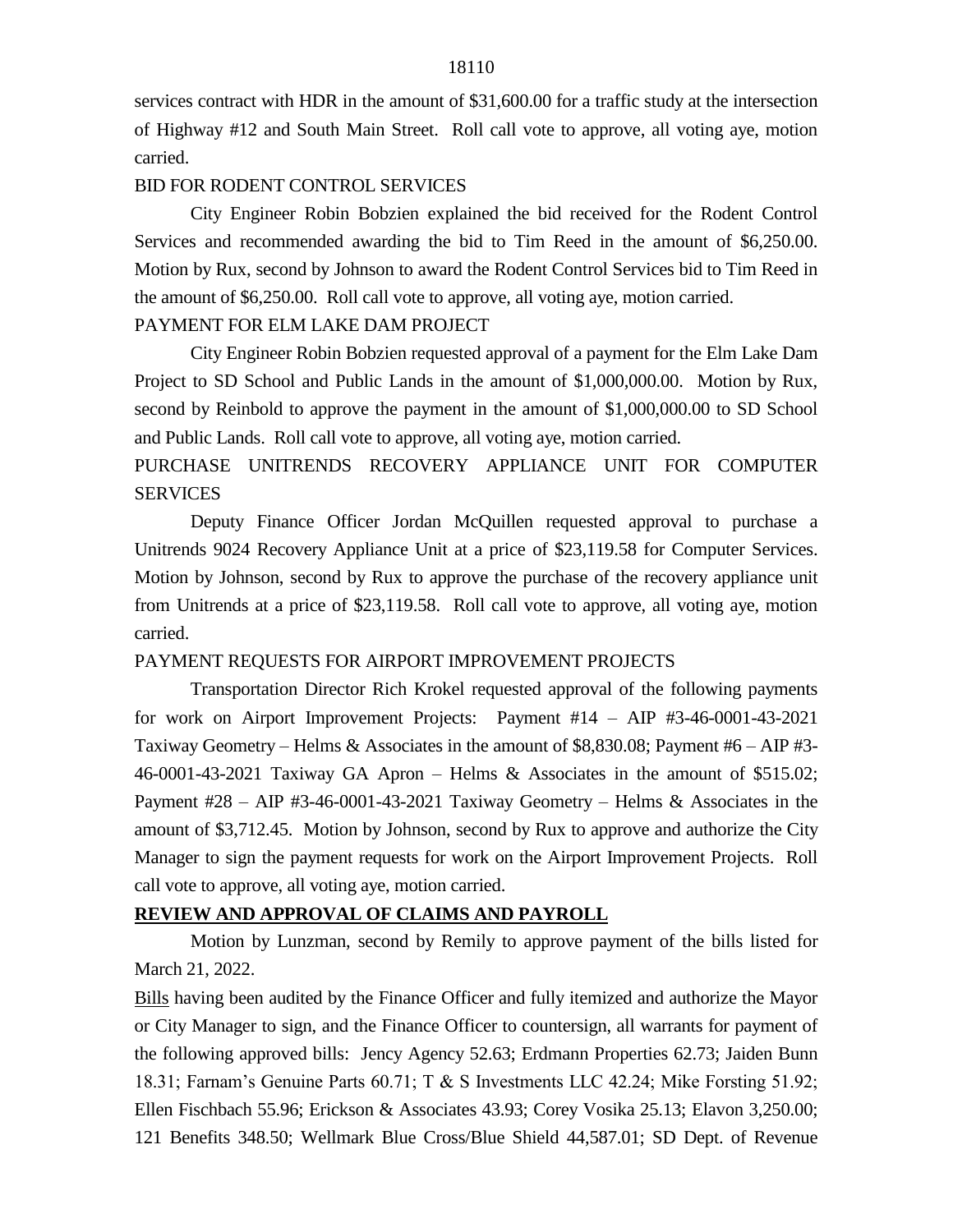services contract with HDR in the amount of $31,600.00 for a traffic study at the intersection of Highway #12 and South Main Street. Roll call vote to approve, all voting aye, motion carried.

BID FOR RODENT CONTROL SERVICES

City Engineer Robin Bobzien explained the bid received for the Rodent Control Services and recommended awarding the bid to Tim Reed in the amount of $6,250.00. Motion by Rux, second by Johnson to award the Rodent Control Services bid to Tim Reed in the amount of $6,250.00. Roll call vote to approve, all voting aye, motion carried.

PAYMENT FOR ELM LAKE DAM PROJECT

City Engineer Robin Bobzien requested approval of a payment for the Elm Lake Dam Project to SD School and Public Lands in the amount of $1,000,000.00. Motion by Rux, second by Reinbold to approve the payment in the amount of $1,000,000.00 to SD School and Public Lands. Roll call vote to approve, all voting aye, motion carried.

PURCHASE UNITRENDS RECOVERY APPLIANCE UNIT FOR COMPUTER SERVICES

Deputy Finance Officer Jordan McQuillen requested approval to purchase a Unitrends 9024 Recovery Appliance Unit at a price of $23,119.58 for Computer Services. Motion by Johnson, second by Rux to approve the purchase of the recovery appliance unit from Unitrends at a price of $23,119.58. Roll call vote to approve, all voting aye, motion carried.

PAYMENT REQUESTS FOR AIRPORT IMPROVEMENT PROJECTS

Transportation Director Rich Krokel requested approval of the following payments for work on Airport Improvement Projects: Payment #14 – AIP #3-46-0001-43-2021 Taxiway Geometry – Helms & Associates in the amount of $8,830.08; Payment #6 – AIP #3-46-0001-43-2021 Taxiway GA Apron – Helms & Associates in the amount of $515.02; Payment #28 – AIP #3-46-0001-43-2021 Taxiway Geometry – Helms & Associates in the amount of $3,712.45. Motion by Johnson, second by Rux to approve and authorize the City Manager to sign the payment requests for work on the Airport Improvement Projects. Roll call vote to approve, all voting aye, motion carried.

**REVIEW AND APPROVAL OF CLAIMS AND PAYROLL**

Motion by Lunzman, second by Remily to approve payment of the bills listed for March 21, 2022.

Bills having been audited by the Finance Officer and fully itemized and authorize the Mayor or City Manager to sign, and the Finance Officer to countersign, all warrants for payment of the following approved bills: Jency Agency 52.63; Erdmann Properties 62.73; Jaiden Bunn 18.31; Farnam's Genuine Parts 60.71; T & S Investments LLC 42.24; Mike Forsting 51.92; Ellen Fischbach 55.96; Erickson & Associates 43.93; Corey Vosika 25.13; Elavon 3,250.00; 121 Benefits 348.50; Wellmark Blue Cross/Blue Shield 44,587.01; SD Dept. of Revenue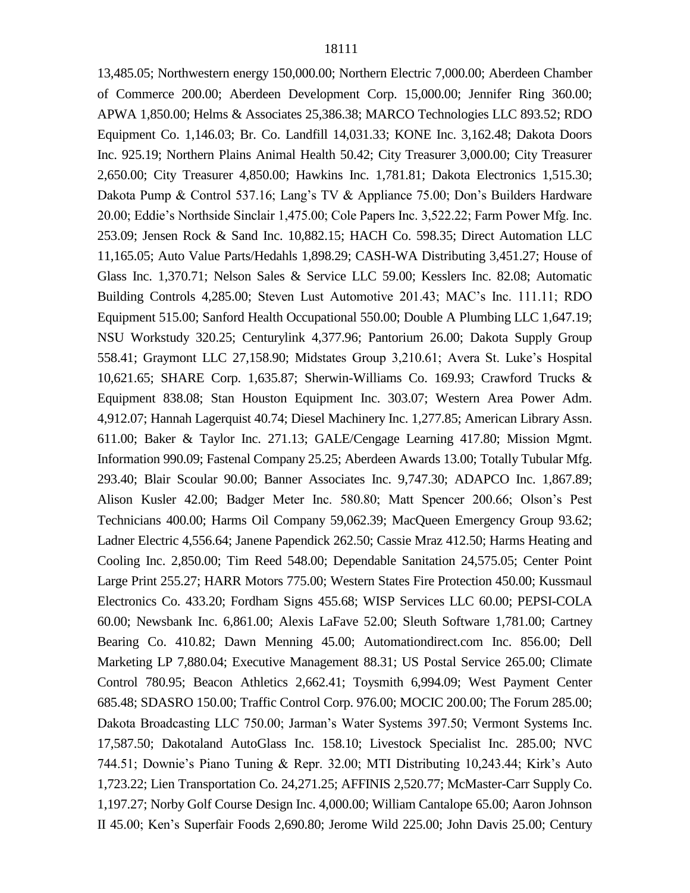13,485.05; Northwestern energy 150,000.00; Northern Electric 7,000.00; Aberdeen Chamber of Commerce 200.00; Aberdeen Development Corp. 15,000.00; Jennifer Ring 360.00; APWA 1,850.00; Helms & Associates 25,386.38; MARCO Technologies LLC 893.52; RDO Equipment Co. 1,146.03; Br. Co. Landfill 14,031.33; KONE Inc. 3,162.48; Dakota Doors Inc. 925.19; Northern Plains Animal Health 50.42; City Treasurer 3,000.00; City Treasurer 2,650.00; City Treasurer 4,850.00; Hawkins Inc. 1,781.81; Dakota Electronics 1,515.30; Dakota Pump & Control 537.16; Lang's TV & Appliance 75.00; Don's Builders Hardware 20.00; Eddie's Northside Sinclair 1,475.00; Cole Papers Inc. 3,522.22; Farm Power Mfg. Inc. 253.09; Jensen Rock & Sand Inc. 10,882.15; HACH Co. 598.35; Direct Automation LLC 11,165.05; Auto Value Parts/Hedahls 1,898.29; CASH-WA Distributing 3,451.27; House of Glass Inc. 1,370.71; Nelson Sales & Service LLC 59.00; Kesslers Inc. 82.08; Automatic Building Controls 4,285.00; Steven Lust Automotive 201.43; MAC's Inc. 111.11; RDO Equipment 515.00; Sanford Health Occupational 550.00; Double A Plumbing LLC 1,647.19; NSU Workstudy 320.25; Centurylink 4,377.96; Pantorium 26.00; Dakota Supply Group 558.41; Graymont LLC 27,158.90; Midstates Group 3,210.61; Avera St. Luke's Hospital 10,621.65; SHARE Corp. 1,635.87; Sherwin-Williams Co. 169.93; Crawford Trucks & Equipment 838.08; Stan Houston Equipment Inc. 303.07; Western Area Power Adm. 4,912.07; Hannah Lagerquist 40.74; Diesel Machinery Inc. 1,277.85; American Library Assn. 611.00; Baker & Taylor Inc. 271.13; GALE/Cengage Learning 417.80; Mission Mgmt. Information 990.09; Fastenal Company 25.25; Aberdeen Awards 13.00; Totally Tubular Mfg. 293.40; Blair Scoular 90.00; Banner Associates Inc. 9,747.30; ADAPCO Inc. 1,867.89; Alison Kusler 42.00; Badger Meter Inc. 580.80; Matt Spencer 200.66; Olson's Pest Technicians 400.00; Harms Oil Company 59,062.39; MacQueen Emergency Group 93.62; Ladner Electric 4,556.64; Janene Papendick 262.50; Cassie Mraz 412.50; Harms Heating and Cooling Inc. 2,850.00; Tim Reed 548.00; Dependable Sanitation 24,575.05; Center Point Large Print 255.27; HARR Motors 775.00; Western States Fire Protection 450.00; Kussmaul Electronics Co. 433.20; Fordham Signs 455.68; WISP Services LLC 60.00; PEPSI-COLA 60.00; Newsbank Inc. 6,861.00; Alexis LaFave 52.00; Sleuth Software 1,781.00; Cartney Bearing Co. 410.82; Dawn Menning 45.00; Automationdirect.com Inc. 856.00; Dell Marketing LP 7,880.04; Executive Management 88.31; US Postal Service 265.00; Climate Control 780.95; Beacon Athletics 2,662.41; Toysmith 6,994.09; West Payment Center 685.48; SDASRO 150.00; Traffic Control Corp. 976.00; MOCIC 200.00; The Forum 285.00; Dakota Broadcasting LLC 750.00; Jarman's Water Systems 397.50; Vermont Systems Inc. 17,587.50; Dakotaland AutoGlass Inc. 158.10; Livestock Specialist Inc. 285.00; NVC 744.51; Downie's Piano Tuning & Repr. 32.00; MTI Distributing 10,243.44; Kirk's Auto 1,723.22; Lien Transportation Co. 24,271.25; AFFINIS 2,520.77; McMaster-Carr Supply Co. 1,197.27; Norby Golf Course Design Inc. 4,000.00; William Cantalope 65.00; Aaron Johnson II 45.00; Ken's Superfair Foods 2,690.80; Jerome Wild 225.00; John Davis 25.00; Century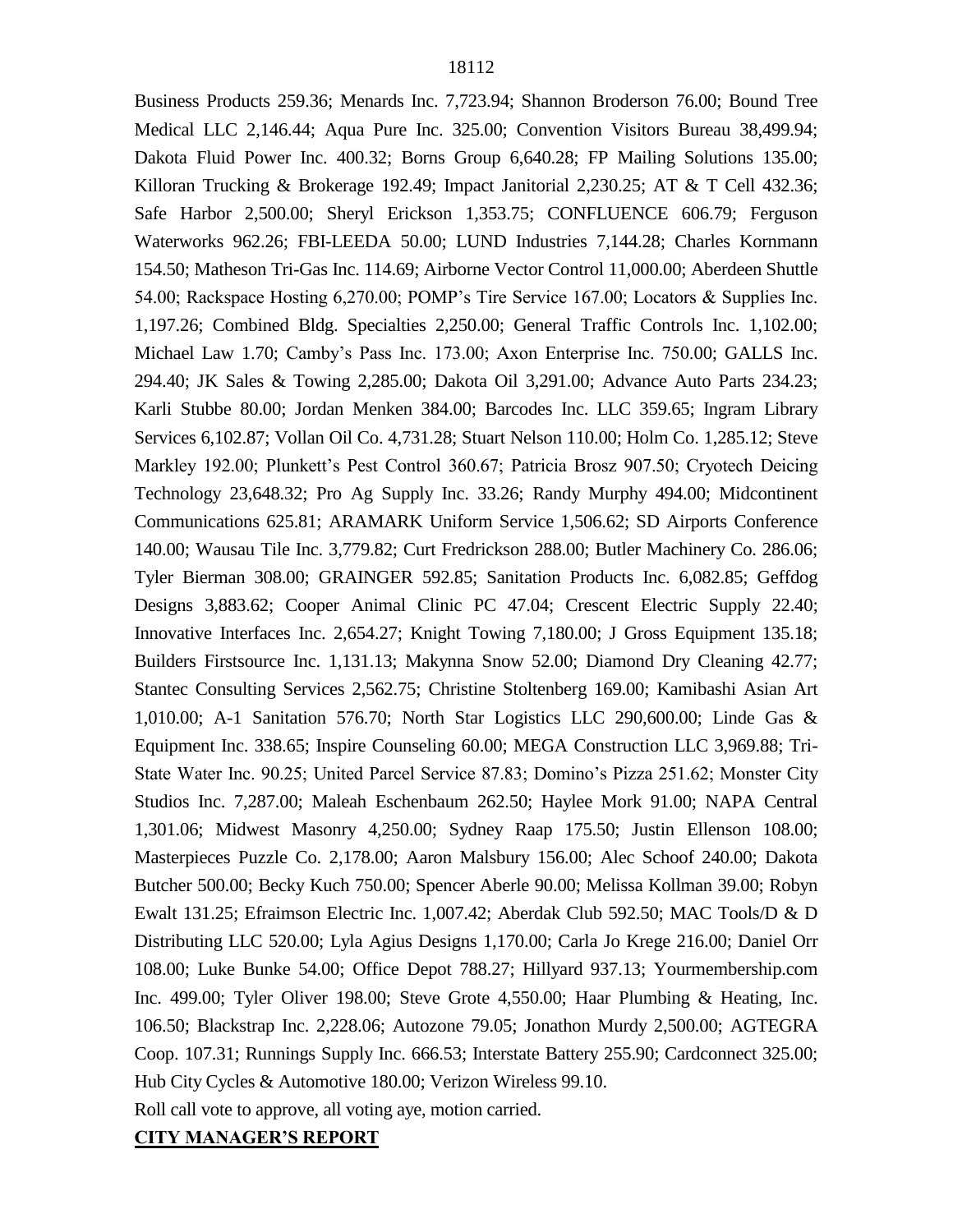Business Products 259.36; Menards Inc. 7,723.94; Shannon Broderson 76.00; Bound Tree Medical LLC 2,146.44; Aqua Pure Inc. 325.00; Convention Visitors Bureau 38,499.94; Dakota Fluid Power Inc. 400.32; Borns Group 6,640.28; FP Mailing Solutions 135.00; Killoran Trucking & Brokerage 192.49; Impact Janitorial 2,230.25; AT & T Cell 432.36; Safe Harbor 2,500.00; Sheryl Erickson 1,353.75; CONFLUENCE 606.79; Ferguson Waterworks 962.26; FBI-LEEDA 50.00; LUND Industries 7,144.28; Charles Kornmann 154.50; Matheson Tri-Gas Inc. 114.69; Airborne Vector Control 11,000.00; Aberdeen Shuttle 54.00; Rackspace Hosting 6,270.00; POMP's Tire Service 167.00; Locators & Supplies Inc. 1,197.26; Combined Bldg. Specialties 2,250.00; General Traffic Controls Inc. 1,102.00; Michael Law 1.70; Camby's Pass Inc. 173.00; Axon Enterprise Inc. 750.00; GALLS Inc. 294.40; JK Sales & Towing 2,285.00; Dakota Oil 3,291.00; Advance Auto Parts 234.23; Karli Stubbe 80.00; Jordan Menken 384.00; Barcodes Inc. LLC 359.65; Ingram Library Services 6,102.87; Vollan Oil Co. 4,731.28; Stuart Nelson 110.00; Holm Co. 1,285.12; Steve Markley 192.00; Plunkett's Pest Control 360.67; Patricia Brosz 907.50; Cryotech Deicing Technology 23,648.32; Pro Ag Supply Inc. 33.26; Randy Murphy 494.00; Midcontinent Communications 625.81; ARAMARK Uniform Service 1,506.62; SD Airports Conference 140.00; Wausau Tile Inc. 3,779.82; Curt Fredrickson 288.00; Butler Machinery Co. 286.06; Tyler Bierman 308.00; GRAINGER 592.85; Sanitation Products Inc. 6,082.85; Geffdog Designs 3,883.62; Cooper Animal Clinic PC 47.04; Crescent Electric Supply 22.40; Innovative Interfaces Inc. 2,654.27; Knight Towing 7,180.00; J Gross Equipment 135.18; Builders Firstsource Inc. 1,131.13; Makynna Snow 52.00; Diamond Dry Cleaning 42.77; Stantec Consulting Services 2,562.75; Christine Stoltenberg 169.00; Kamibashi Asian Art 1,010.00; A-1 Sanitation 576.70; North Star Logistics LLC 290,600.00; Linde Gas & Equipment Inc. 338.65; Inspire Counseling 60.00; MEGA Construction LLC 3,969.88; Tri-State Water Inc. 90.25; United Parcel Service 87.83; Domino's Pizza 251.62; Monster City Studios Inc. 7,287.00; Maleah Eschenbaum 262.50; Haylee Mork 91.00; NAPA Central 1,301.06; Midwest Masonry 4,250.00; Sydney Raap 175.50; Justin Ellenson 108.00; Masterpieces Puzzle Co. 2,178.00; Aaron Malsbury 156.00; Alec Schoof 240.00; Dakota Butcher 500.00; Becky Kuch 750.00; Spencer Aberle 90.00; Melissa Kollman 39.00; Robyn Ewalt 131.25; Efraimson Electric Inc. 1,007.42; Aberdak Club 592.50; MAC Tools/D & D Distributing LLC 520.00; Lyla Agius Designs 1,170.00; Carla Jo Krege 216.00; Daniel Orr 108.00; Luke Bunke 54.00; Office Depot 788.27; Hillyard 937.13; Yourmembership.com Inc. 499.00; Tyler Oliver 198.00; Steve Grote 4,550.00; Haar Plumbing & Heating, Inc. 106.50; Blackstrap Inc. 2,228.06; Autozone 79.05; Jonathon Murdy 2,500.00; AGTEGRA Coop. 107.31; Runnings Supply Inc. 666.53; Interstate Battery 255.90; Cardconnect 325.00; Hub City Cycles & Automotive 180.00; Verizon Wireless 99.10.

Roll call vote to approve, all voting aye, motion carried.

**CITY MANAGER'S REPORT**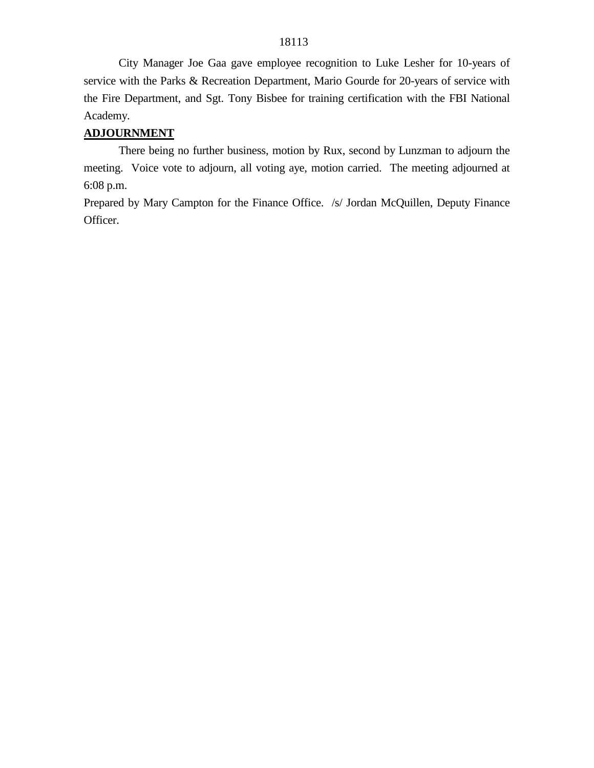City Manager Joe Gaa gave employee recognition to Luke Lesher for 10-years of service with the Parks & Recreation Department, Mario Gourde for 20-years of service with the Fire Department, and Sgt. Tony Bisbee for training certification with the FBI National Academy.

**ADJOURNMENT**

There being no further business, motion by Rux, second by Lunzman to adjourn the meeting. Voice vote to adjourn, all voting aye, motion carried. The meeting adjourned at 6:08 p.m.

Prepared by Mary Campton for the Finance Office. /s/ Jordan McQuillen, Deputy Finance Officer.